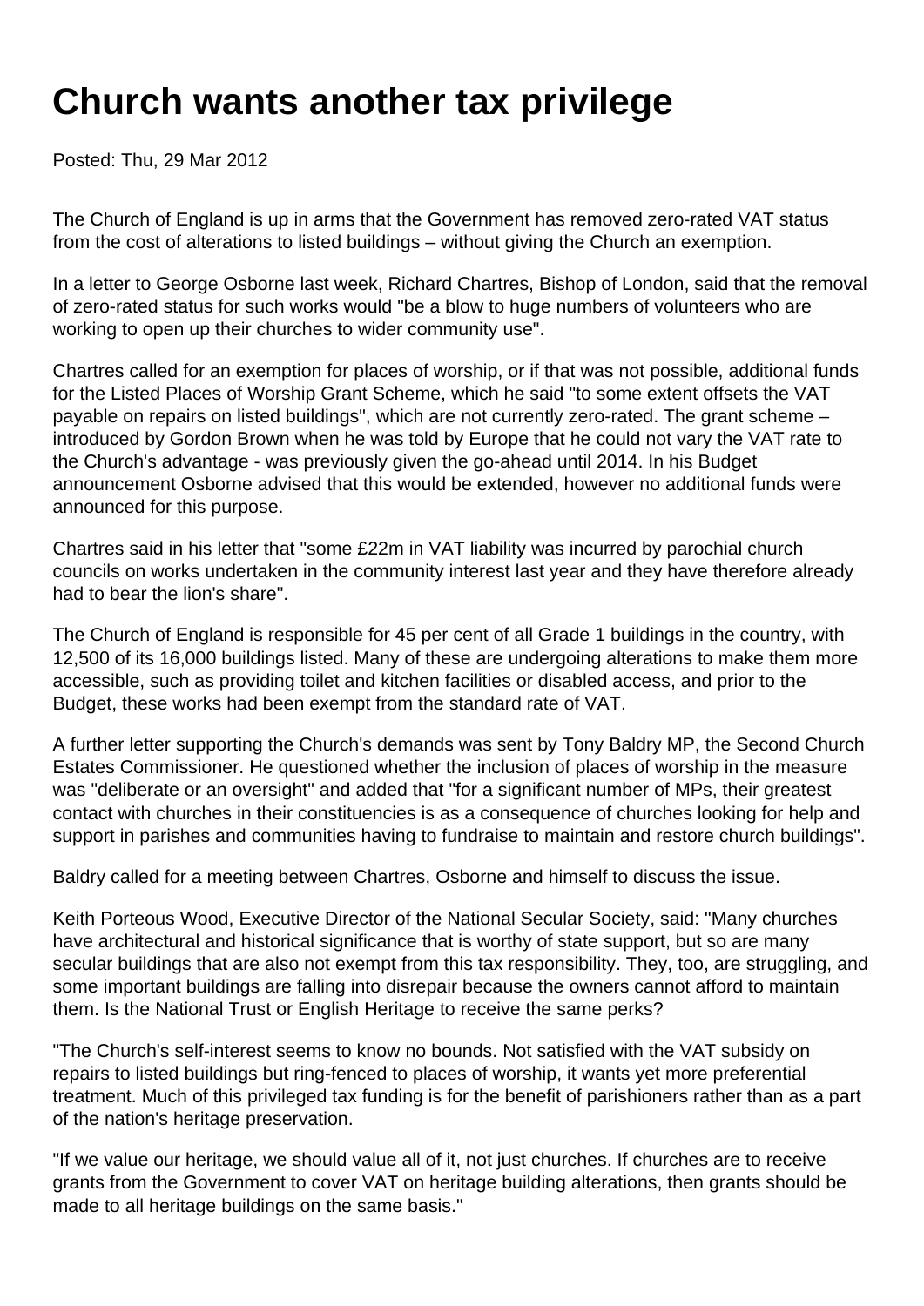# Church wants another tax privilege

Posted: Thu, 29 Mar 2012

The Church of England is up in arms that the Government has removed zero-rated VAT status from the cost of alterations to listed buildings – without giving the Church an exemption.

In a letter to George Osborne last week, Richard Chartres, Bishop of London, said that the removal of zero-rated status for such works would "be a blow to huge numbers of volunteers who are working to open up their churches to wider community use".

Chartres called for an exemption for places of worship, or if that was not possible, additional funds for the Listed Places of Worship Grant Scheme, which he said "to some extent offsets the VAT payable on repairs on listed buildings", which are not currently zero-rated. The grant scheme – introduced by Gordon Brown when he was told by Europe that he could not vary the VAT rate to the Church's advantage - was previously given the go-ahead until 2014. In his Budget announcement Osborne advised that this would be extended, however no additional funds were announced for this purpose.

Chartres said in his letter that "some £22m in VAT liability was incurred by parochial church councils on works undertaken in the community interest last year and they have therefore already had to bear the lion's share".

The Church of England is responsible for 45 per cent of all Grade 1 buildings in the country, with 12,500 of its 16,000 buildings listed. Many of these are undergoing alterations to make them more accessible, such as providing toilet and kitchen facilities or disabled access, and prior to the Budget, these works had been exempt from the standard rate of VAT.

A further letter supporting the Church's demands was sent by Tony Baldry MP, the Second Church Estates Commissioner. He questioned whether the inclusion of places of worship in the measure was "deliberate or an oversight" and added that "for a significant number of MPs, their greatest contact with churches in their constituencies is as a consequence of churches looking for help and support in parishes and communities having to fundraise to maintain and restore church buildings".

Baldry called for a meeting between Chartres, Osborne and himself to discuss the issue.

Keith Porteous Wood, Executive Director of the National Secular Society, said: "Many churches have architectural and historical significance that is worthy of state support, but so are many secular buildings that are also not exempt from this tax responsibility. They, too, are struggling, and some important buildings are falling into disrepair because the owners cannot afford to maintain them. Is the National Trust or English Heritage to receive the same perks?

"The Church's self-interest seems to know no bounds. Not satisfied with the VAT subsidy on repairs to listed buildings but ring-fenced to places of worship, it wants yet more preferential treatment. Much of this privileged tax funding is for the benefit of parishioners rather than as a part of the nation's heritage preservation.

"If we value our heritage, we should value all of it, not just churches. If churches are to receive grants from the Government to cover VAT on heritage building alterations, then grants should be made to all heritage buildings on the same basis."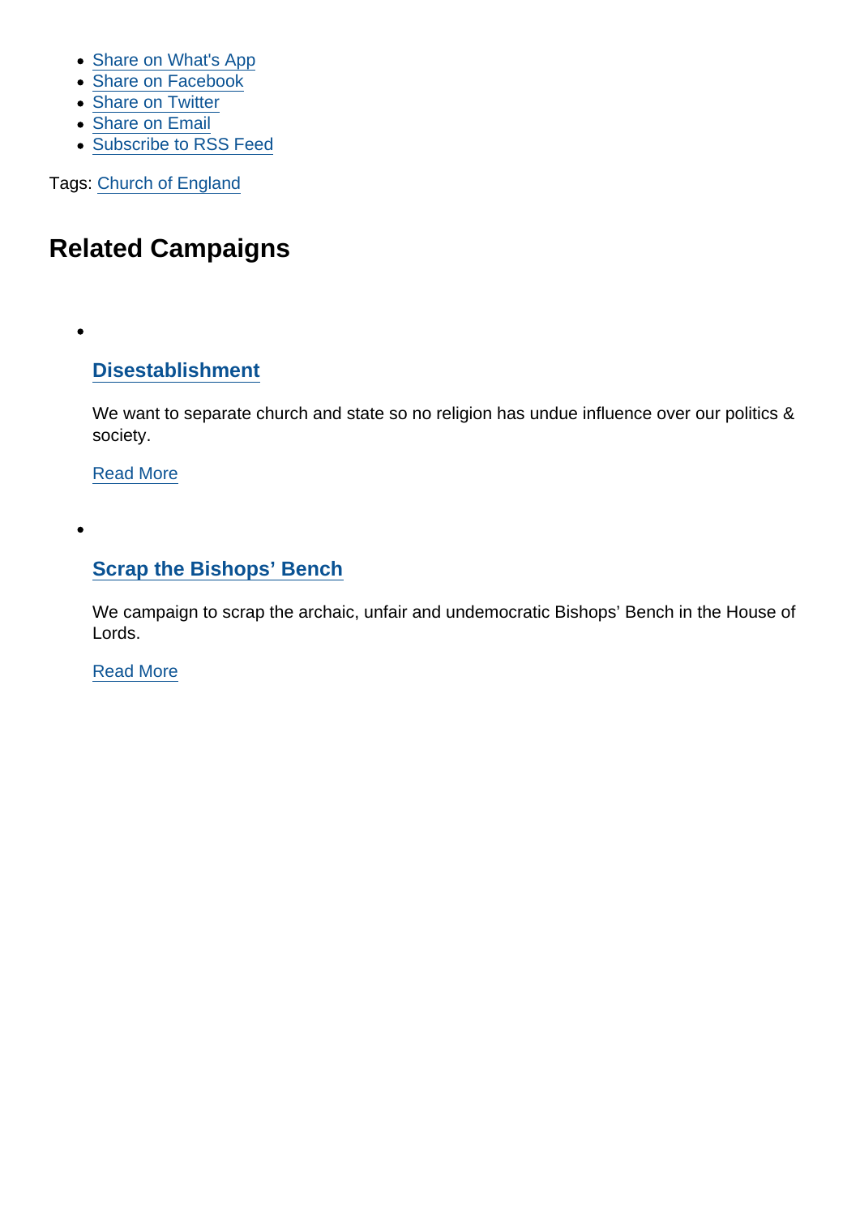- Share on What's App
- Share on Facebook
- Share on Twitter
- Share on Email
- Subscribe to RSS Feed

Tags: Church of England

## Related Campaigns

- ### Disestablishment

  We want to separate church and state so no religion has undue influence over our politics & society.

  Read More

- ### Scrap the Bishops’ Bench

  We campaign to scrap the archaic, unfair and undemocratic Bishops’ Bench in the House of Lords.

  Read More